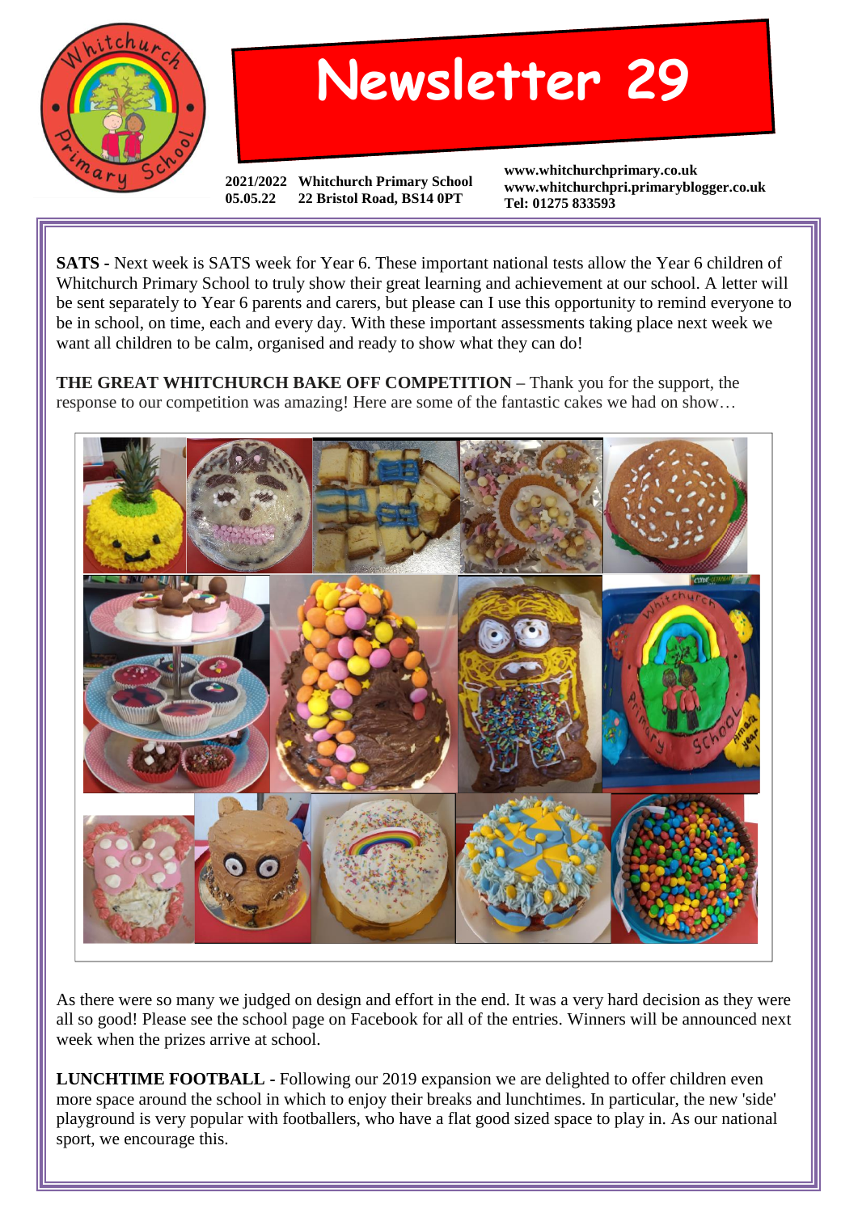# Newsletter 29

2021/2022 Whitchurch Primary School
05.05.22 22 Bristol Road, BS14 0PT

www.whitchurchprimary.co.uk
www.whitchurchpri.primaryblogger.co.uk
Tel: 01275 833593

**SATS -** Next week is SATS week for Year 6. These important national tests allow the Year 6 children of Whitchurch Primary School to truly show their great learning and achievement at our school. A letter will be sent separately to Year 6 parents and carers, but please can I use this opportunity to remind everyone to be in school, on time, each and every day. With these important assessments taking place next week we want all children to be calm, organised and ready to show what they can do!

**THE GREAT WHITCHURCH BAKE OFF COMPETITION –** Thank you for the support, the response to our competition was amazing! Here are some of the fantastic cakes we had on show…

As there were so many we judged on design and effort in the end. It was a very hard decision as they were all so good! Please see the school page on Facebook for all of the entries. Winners will be announced next week when the prizes arrive at school.

**LUNCHTIME FOOTBALL -** Following our 2019 expansion we are delighted to offer children even more space around the school in which to enjoy their breaks and lunchtimes. In particular, the new 'side' playground is very popular with footballers, who have a flat good sized space to play in. As our national sport, we encourage this.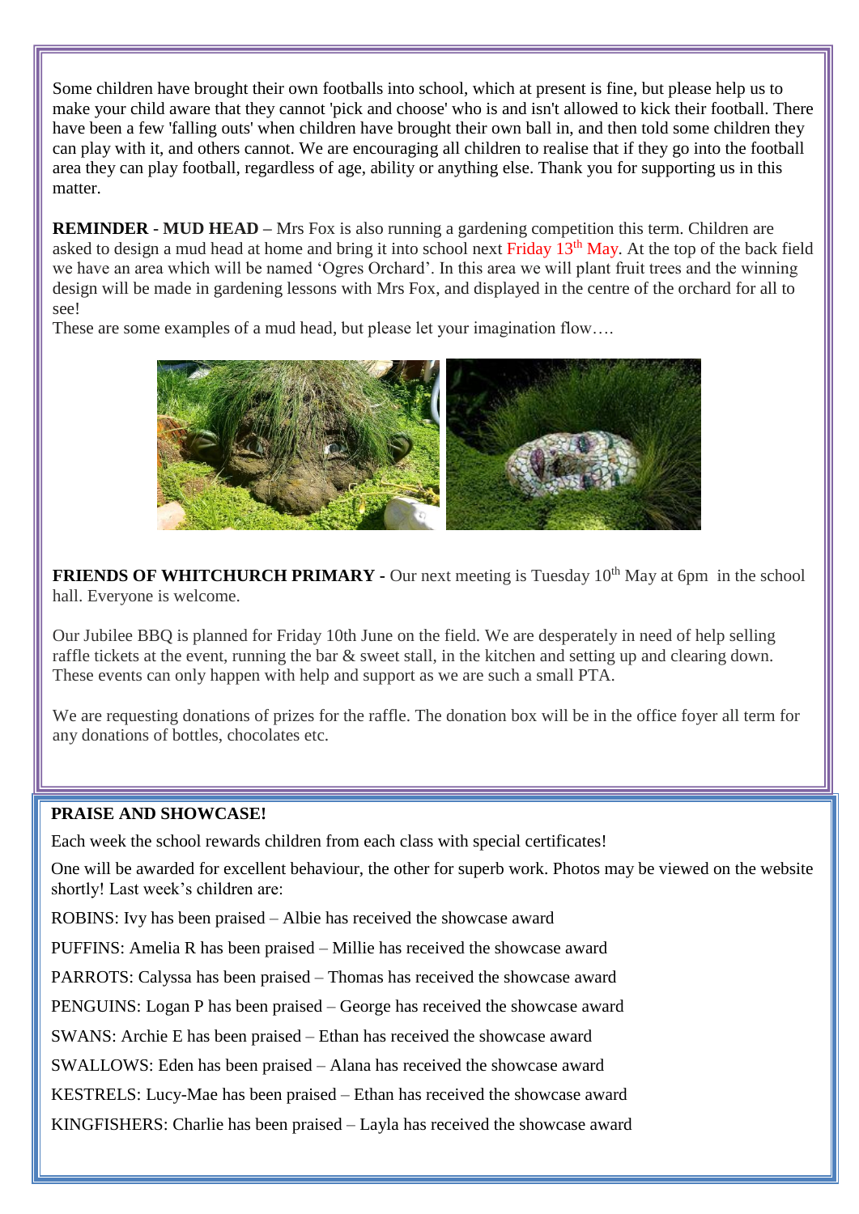Some children have brought their own footballs into school, which at present is fine, but please help us to make your child aware that they cannot 'pick and choose' who is and isn't allowed to kick their football. There have been a few 'falling outs' when children have brought their own ball in, and then told some children they can play with it, and others cannot. We are encouraging all children to realise that if they go into the football area they can play football, regardless of age, ability or anything else. Thank you for supporting us in this matter.

**REMINDER - MUD HEAD –** Mrs Fox is also running a gardening competition this term. Children are asked to design a mud head at home and bring it into school next Friday 13th May. At the top of the back field we have an area which will be named 'Ogres Orchard'. In this area we will plant fruit trees and the winning design will be made in gardening lessons with Mrs Fox, and displayed in the centre of the orchard for all to see!

These are some examples of a mud head, but please let your imagination flow….

**FRIENDS OF WHITCHURCH PRIMARY -** Our next meeting is Tuesday 10th May at 6pm in the school hall. Everyone is welcome.

Our Jubilee BBQ is planned for Friday 10th June on the field. We are desperately in need of help selling raffle tickets at the event, running the bar & sweet stall, in the kitchen and setting up and clearing down. These events can only happen with help and support as we are such a small PTA.

We are requesting donations of prizes for the raffle. The donation box will be in the office foyer all term for any donations of bottles, chocolates etc.

**PRAISE AND SHOWCASE!**

Each week the school rewards children from each class with special certificates!

One will be awarded for excellent behaviour, the other for superb work. Photos may be viewed on the website shortly! Last week's children are:

ROBINS: Ivy has been praised – Albie has received the showcase award

PUFFINS: Amelia R has been praised – Millie has received the showcase award

PARROTS: Calyssa has been praised – Thomas has received the showcase award

PENGUINS: Logan P has been praised – George has received the showcase award

SWANS: Archie E has been praised – Ethan has received the showcase award

SWALLOWS: Eden has been praised – Alana has received the showcase award

KESTRELS: Lucy-Mae has been praised – Ethan has received the showcase award

KINGFISHERS: Charlie has been praised – Layla has received the showcase award